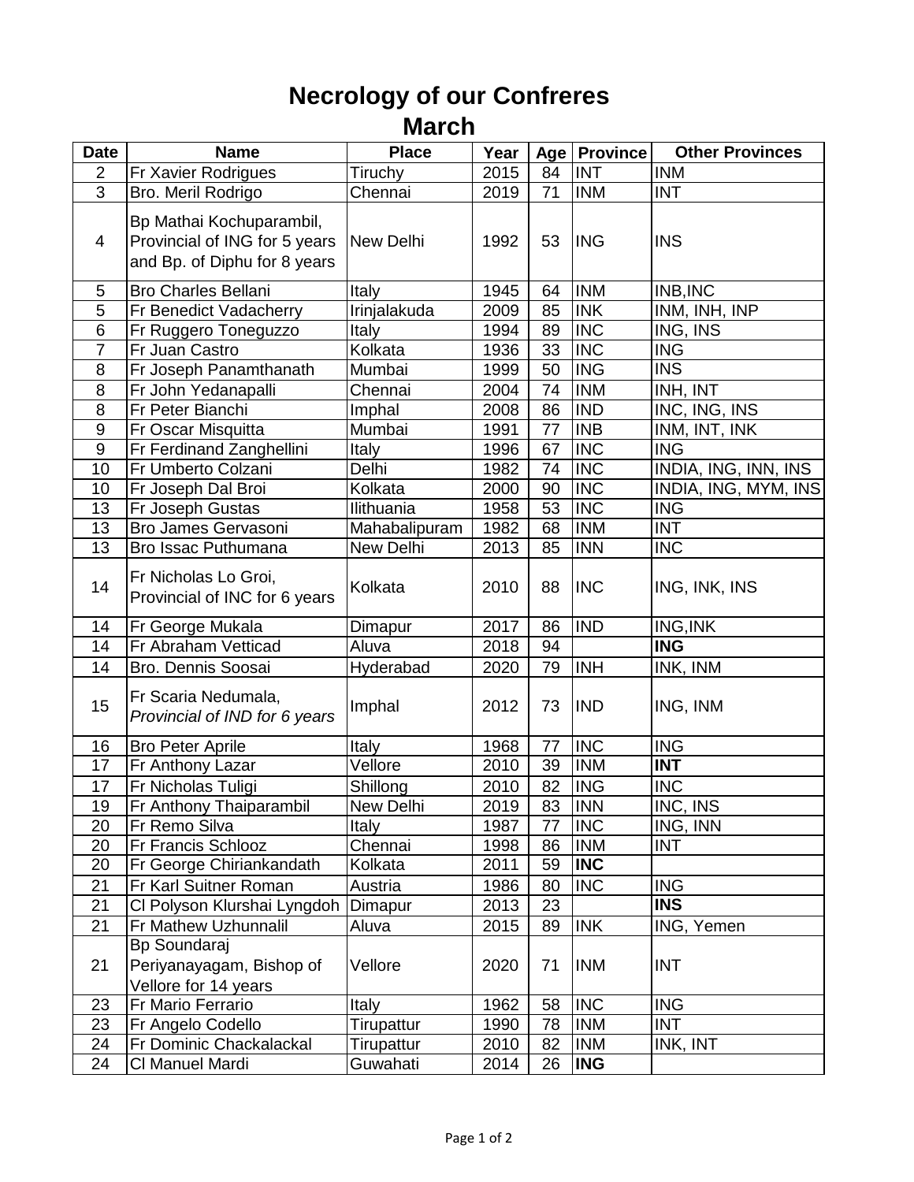# Necrology of our Confreres

## March

| Date | Name | Place | Year | Age | Province | Other Provinces |
|---|---|---|---|---|---|---|
| 2 | Fr Xavier Rodrigues | Tiruchy | 2015 | 84 | INT | INM |
| 3 | Bro. Meril Rodrigo | Chennai | 2019 | 71 | INM | INT |
| 4 | Bp Mathai Kochuparambil, Provincial of ING for 5 years and Bp. of Diphu for 8 years | New Delhi | 1992 | 53 | ING | INS |
| 5 | Bro Charles Bellani | Italy | 1945 | 64 | INM | INB,INC |
| 5 | Fr Benedict Vadacherry | Irinjalakuda | 2009 | 85 | INK | INM, INH, INP |
| 6 | Fr Ruggero Toneguzzo | Italy | 1994 | 89 | INC | ING, INS |
| 7 | Fr Juan Castro | Kolkata | 1936 | 33 | INC | ING |
| 8 | Fr Joseph Panamthanath | Mumbai | 1999 | 50 | ING | INS |
| 8 | Fr John Yedanapalli | Chennai | 2004 | 74 | INM | INH, INT |
| 8 | Fr Peter Bianchi | Imphal | 2008 | 86 | IND | INC, ING, INS |
| 9 | Fr Oscar Misquitta | Mumbai | 1991 | 77 | INB | INM, INT, INK |
| 9 | Fr Ferdinand Zanghellini | Italy | 1996 | 67 | INC | ING |
| 10 | Fr Umberto Colzani | Delhi | 1982 | 74 | INC | INDIA, ING, INN, INS |
| 10 | Fr Joseph Dal Broi | Kolkata | 2000 | 90 | INC | INDIA, ING, MYM, INS |
| 13 | Fr Joseph Gustas | Ilithuania | 1958 | 53 | INC | ING |
| 13 | Bro James Gervasoni | Mahabalipuram | 1982 | 68 | INM | INT |
| 13 | Bro Issac Puthumana | New Delhi | 2013 | 85 | INN | INC |
| 14 | Fr Nicholas Lo Groi, Provincial of INC for 6 years | Kolkata | 2010 | 88 | INC | ING, INK, INS |
| 14 | Fr George Mukala | Dimapur | 2017 | 86 | IND | ING,INK |
| 14 | Fr Abraham Vetticad | Aluva | 2018 | 94 | | **ING** |
| 14 | Bro. Dennis Soosai | Hyderabad | 2020 | 79 | INH | INK, INM |
| 15 | Fr Scaria Nedumala, *Provincial of IND for 6 years* | Imphal | 2012 | 73 | IND | ING, INM |
| 16 | Bro Peter Aprile | Italy | 1968 | 77 | INC | ING |
| 17 | Fr Anthony Lazar | Vellore | 2010 | 39 | INM | **INT** |
| 17 | Fr Nicholas Tuligi | Shillong | 2010 | 82 | ING | INC |
| 19 | Fr Anthony Thaiparambil | New Delhi | 2019 | 83 | INN | INC, INS |
| 20 | Fr Remo Silva | Italy | 1987 | 77 | INC | ING, INN |
| 20 | Fr Francis Schlooz | Chennai | 1998 | 86 | INM | INT |
| 20 | Fr George Chiriankandath | Kolkata | 2011 | 59 | **INC** | |
| 21 | Fr Karl Suitner Roman | Austria | 1986 | 80 | INC | ING |
| 21 | Cl Polyson Klurshai Lyngdoh | Dimapur | 2013 | 23 | | **INS** |
| 21 | Fr Mathew Uzhunnalil | Aluva | 2015 | 89 | INK | ING, Yemen |
| 21 | Bp Soundaraj Periyanayagam, Bishop of Vellore for 14 years | Vellore | 2020 | 71 | INM | INT |
| 23 | Fr Mario Ferrario | Italy | 1962 | 58 | INC | ING |
| 23 | Fr Angelo Codello | Tirupattur | 1990 | 78 | INM | INT |
| 24 | Fr Dominic Chackalackal | Tirupattur | 2010 | 82 | INM | INK, INT |
| 24 | Cl Manuel Mardi | Guwahati | 2014 | 26 | **ING** | |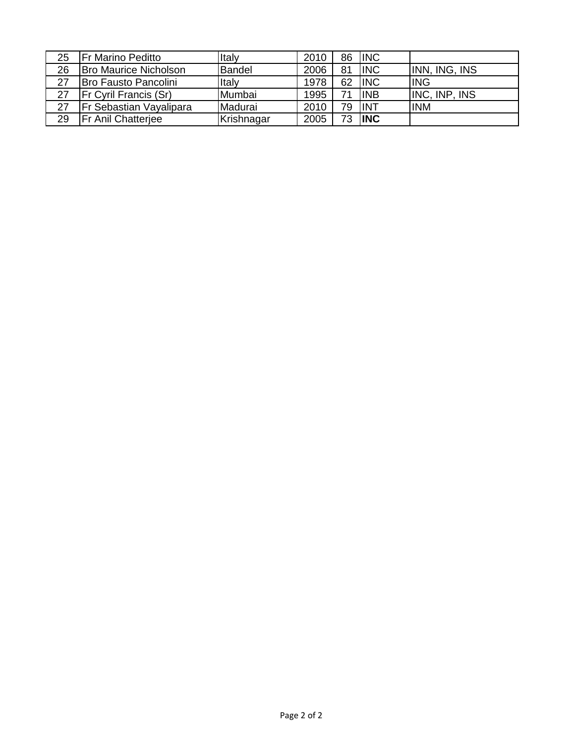| | | | | | | |
|---|---|---|---|---|---|---|
| 25 | Fr Marino Peditto | Italy | 2010 | 86 | INC | |
| 26 | Bro Maurice Nicholson | Bandel | 2006 | 81 | INC | INN, ING, INS |
| 27 | Bro Fausto Pancolini | Italy | 1978 | 62 | INC | ING |
| 27 | Fr Cyril Francis (Sr) | Mumbai | 1995 | 71 | INB | INC, INP, INS |
| 27 | Fr Sebastian Vayalipara | Madurai | 2010 | 79 | INT | INM |
| 29 | Fr Anil Chatterjee | Krishnagar | 2005 | 73 | **INC** | |